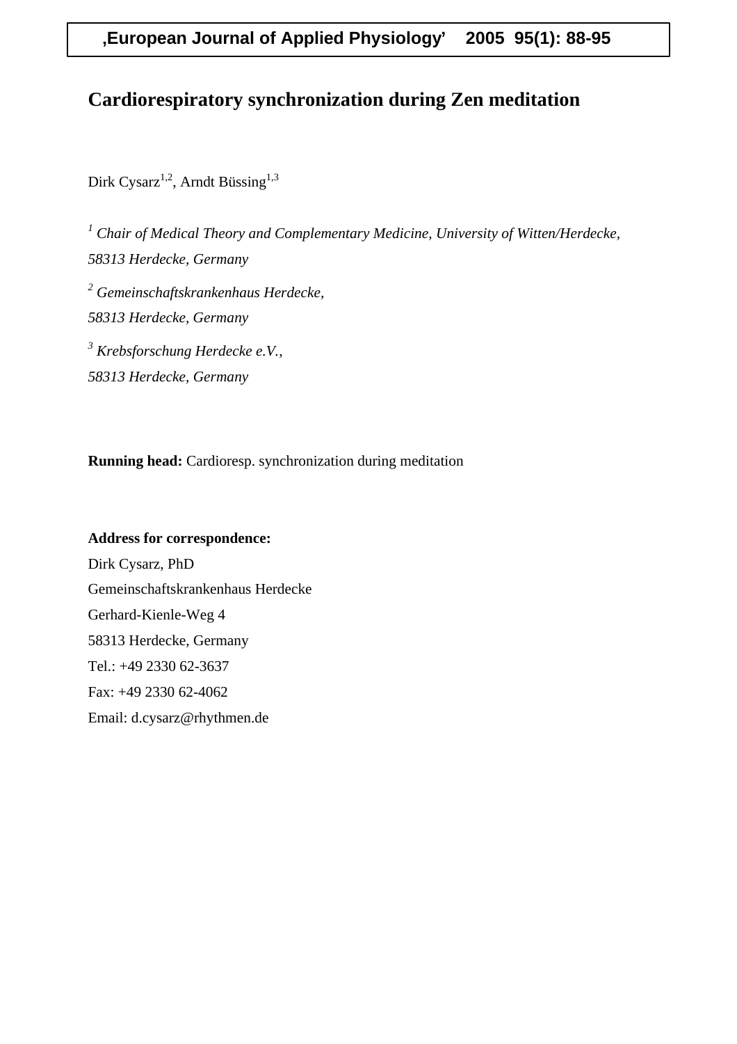‚European Journal of Applied Physiology' 2005 95(1): 88-95

# Cardiorespiratory synchronization during Zen meditation

Dirk Cysarz[1,2], Arndt Büssing[1,3]

*[1] Chair of Medical Theory and Complementary Medicine, University of Witten/Herdecke, 58313 Herdecke, Germany*

*[2] Gemeinschaftskrankenhaus Herdecke, 58313 Herdecke, Germany*

*[3] Krebsforschung Herdecke e.V., 58313 Herdecke, Germany*

**Running head:** Cardioresp. synchronization during meditation

**Address for correspondence:**

Dirk Cysarz, PhD
Gemeinschaftskrankenhaus Herdecke
Gerhard-Kienle-Weg 4
58313 Herdecke, Germany
Tel.: +49 2330 62-3637
Fax: +49 2330 62-4062
Email: d.cysarz@rhythmen.de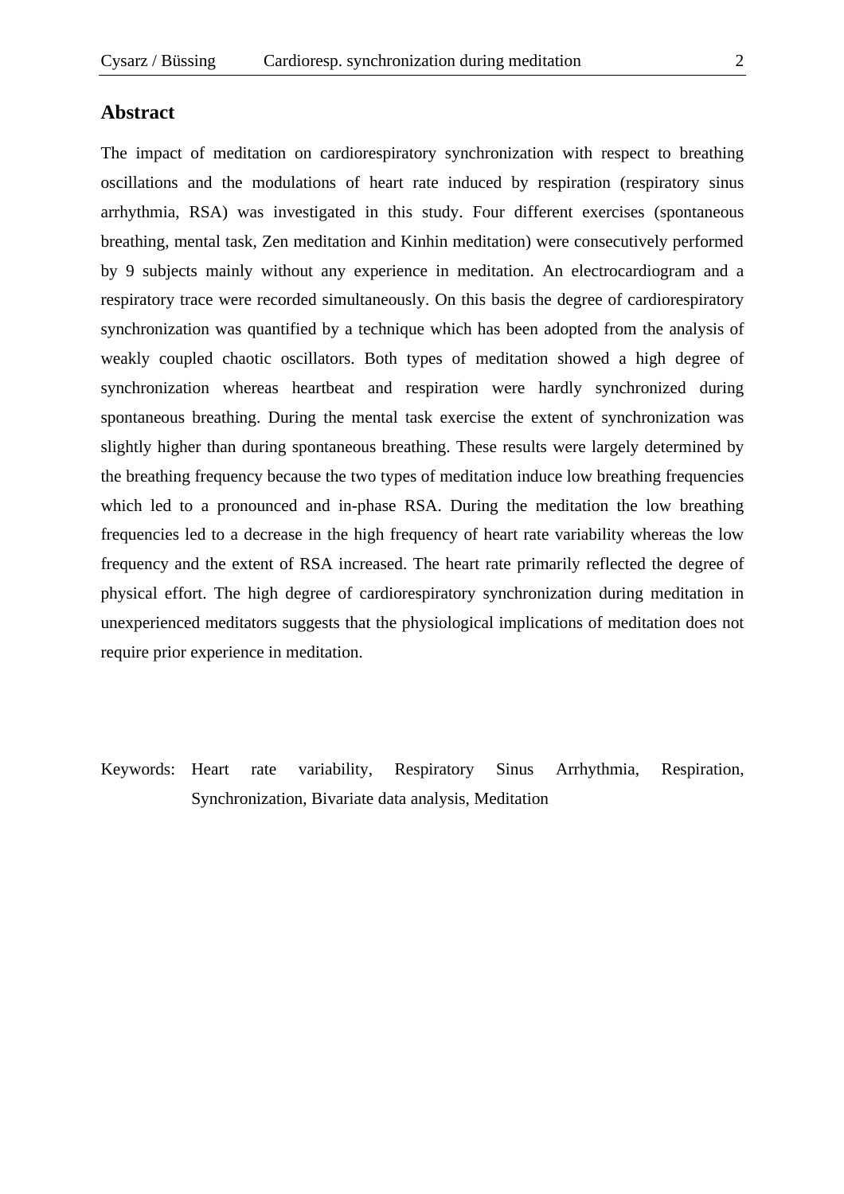## Abstract

The impact of meditation on cardiorespiratory synchronization with respect to breathing oscillations and the modulations of heart rate induced by respiration (respiratory sinus arrhythmia, RSA) was investigated in this study. Four different exercises (spontaneous breathing, mental task, Zen meditation and Kinhin meditation) were consecutively performed by 9 subjects mainly without any experience in meditation. An electrocardiogram and a respiratory trace were recorded simultaneously. On this basis the degree of cardiorespiratory synchronization was quantified by a technique which has been adopted from the analysis of weakly coupled chaotic oscillators. Both types of meditation showed a high degree of synchronization whereas heartbeat and respiration were hardly synchronized during spontaneous breathing. During the mental task exercise the extent of synchronization was slightly higher than during spontaneous breathing. These results were largely determined by the breathing frequency because the two types of meditation induce low breathing frequencies which led to a pronounced and in-phase RSA. During the meditation the low breathing frequencies led to a decrease in the high frequency of heart rate variability whereas the low frequency and the extent of RSA increased. The heart rate primarily reflected the degree of physical effort. The high degree of cardiorespiratory synchronization during meditation in unexperienced meditators suggests that the physiological implications of meditation does not require prior experience in meditation.

Keywords: Heart rate variability, Respiratory Sinus Arrhythmia, Respiration, Synchronization, Bivariate data analysis, Meditation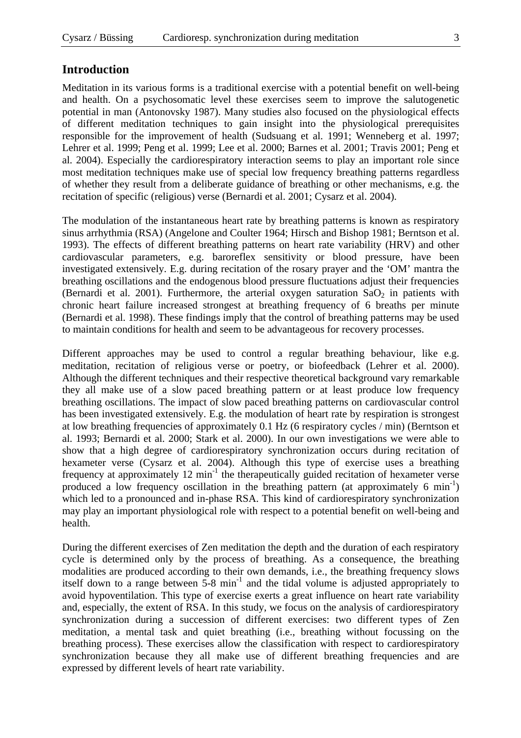## Introduction

Meditation in its various forms is a traditional exercise with a potential benefit on well-being and health. On a psychosomatic level these exercises seem to improve the salutogenetic potential in man (Antonovsky 1987). Many studies also focused on the physiological effects of different meditation techniques to gain insight into the physiological prerequisites responsible for the improvement of health (Sudsuang et al. 1991; Wenneberg et al. 1997; Lehrer et al. 1999; Peng et al. 1999; Lee et al. 2000; Barnes et al. 2001; Travis 2001; Peng et al. 2004). Especially the cardiorespiratory interaction seems to play an important role since most meditation techniques make use of special low frequency breathing patterns regardless of whether they result from a deliberate guidance of breathing or other mechanisms, e.g. the recitation of specific (religious) verse (Bernardi et al. 2001; Cysarz et al. 2004).

The modulation of the instantaneous heart rate by breathing patterns is known as respiratory sinus arrhythmia (RSA) (Angelone and Coulter 1964; Hirsch and Bishop 1981; Berntson et al. 1993). The effects of different breathing patterns on heart rate variability (HRV) and other cardiovascular parameters, e.g. baroreflex sensitivity or blood pressure, have been investigated extensively. E.g. during recitation of the rosary prayer and the 'OM' mantra the breathing oscillations and the endogenous blood pressure fluctuations adjust their frequencies (Bernardi et al. 2001). Furthermore, the arterial oxygen saturation $SaO_2$ in patients with chronic heart failure increased strongest at breathing frequency of 6 breaths per minute (Bernardi et al. 1998). These findings imply that the control of breathing patterns may be used to maintain conditions for health and seem to be advantageous for recovery processes.

Different approaches may be used to control a regular breathing behaviour, like e.g. meditation, recitation of religious verse or poetry, or biofeedback (Lehrer et al. 2000). Although the different techniques and their respective theoretical background vary remarkable they all make use of a slow paced breathing pattern or at least produce low frequency breathing oscillations. The impact of slow paced breathing patterns on cardiovascular control has been investigated extensively. E.g. the modulation of heart rate by respiration is strongest at low breathing frequencies of approximately 0.1 Hz (6 respiratory cycles / min) (Berntson et al. 1993; Bernardi et al. 2000; Stark et al. 2000). In our own investigations we were able to show that a high degree of cardiorespiratory synchronization occurs during recitation of hexameter verse (Cysarz et al. 2004). Although this type of exercise uses a breathing frequency at approximately 12 $\text{min}^{-1}$ the therapeutically guided recitation of hexameter verse produced a low frequency oscillation in the breathing pattern (at approximately 6 $\text{min}^{-1}$) which led to a pronounced and in-phase RSA. This kind of cardiorespiratory synchronization may play an important physiological role with respect to a potential benefit on well-being and health.

During the different exercises of Zen meditation the depth and the duration of each respiratory cycle is determined only by the process of breathing. As a consequence, the breathing modalities are produced according to their own demands, i.e., the breathing frequency slows itself down to a range between 5-8 $\text{min}^{-1}$ and the tidal volume is adjusted appropriately to avoid hypoventilation. This type of exercise exerts a great influence on heart rate variability and, especially, the extent of RSA. In this study, we focus on the analysis of cardiorespiratory synchronization during a succession of different exercises: two different types of Zen meditation, a mental task and quiet breathing (i.e., breathing without focussing on the breathing process). These exercises allow the classification with respect to cardiorespiratory synchronization because they all make use of different breathing frequencies and are expressed by different levels of heart rate variability.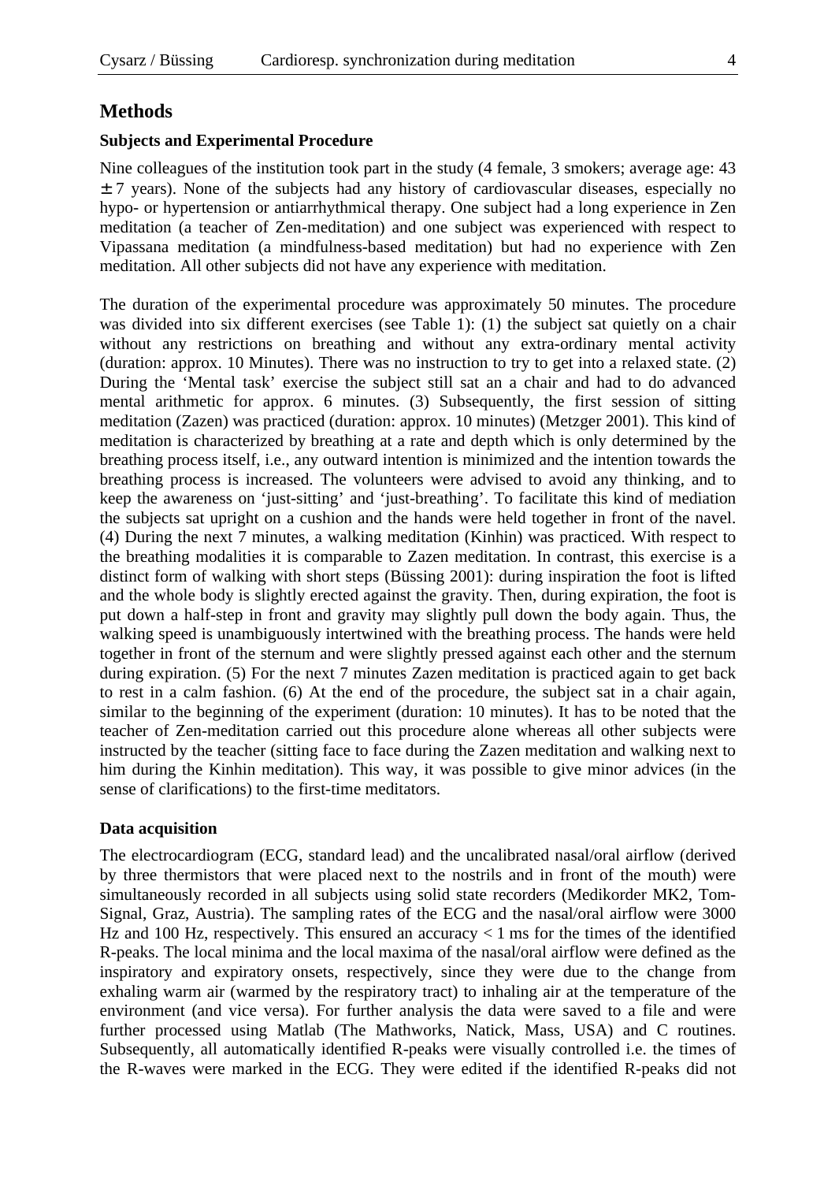## Methods

### Subjects and Experimental Procedure

Nine colleagues of the institution took part in the study (4 female, 3 smokers; average age: 43 ± 7 years). None of the subjects had any history of cardiovascular diseases, especially no hypo- or hypertension or antiarrhythmical therapy. One subject had a long experience in Zen meditation (a teacher of Zen-meditation) and one subject was experienced with respect to Vipassana meditation (a mindfulness-based meditation) but had no experience with Zen meditation. All other subjects did not have any experience with meditation.

The duration of the experimental procedure was approximately 50 minutes. The procedure was divided into six different exercises (see Table 1): (1) the subject sat quietly on a chair without any restrictions on breathing and without any extra-ordinary mental activity (duration: approx. 10 Minutes). There was no instruction to try to get into a relaxed state. (2) During the 'Mental task' exercise the subject still sat an a chair and had to do advanced mental arithmetic for approx. 6 minutes. (3) Subsequently, the first session of sitting meditation (Zazen) was practiced (duration: approx. 10 minutes) (Metzger 2001). This kind of meditation is characterized by breathing at a rate and depth which is only determined by the breathing process itself, i.e., any outward intention is minimized and the intention towards the breathing process is increased. The volunteers were advised to avoid any thinking, and to keep the awareness on 'just-sitting' and 'just-breathing'. To facilitate this kind of mediation the subjects sat upright on a cushion and the hands were held together in front of the navel. (4) During the next 7 minutes, a walking meditation (Kinhin) was practiced. With respect to the breathing modalities it is comparable to Zazen meditation. In contrast, this exercise is a distinct form of walking with short steps (Büssing 2001): during inspiration the foot is lifted and the whole body is slightly erected against the gravity. Then, during expiration, the foot is put down a half-step in front and gravity may slightly pull down the body again. Thus, the walking speed is unambiguously intertwined with the breathing process. The hands were held together in front of the sternum and were slightly pressed against each other and the sternum during expiration. (5) For the next 7 minutes Zazen meditation is practiced again to get back to rest in a calm fashion. (6) At the end of the procedure, the subject sat in a chair again, similar to the beginning of the experiment (duration: 10 minutes). It has to be noted that the teacher of Zen-meditation carried out this procedure alone whereas all other subjects were instructed by the teacher (sitting face to face during the Zazen meditation and walking next to him during the Kinhin meditation). This way, it was possible to give minor advices (in the sense of clarifications) to the first-time meditators.

### Data acquisition

The electrocardiogram (ECG, standard lead) and the uncalibrated nasal/oral airflow (derived by three thermistors that were placed next to the nostrils and in front of the mouth) were simultaneously recorded in all subjects using solid state recorders (Medikorder MK2, Tom-Signal, Graz, Austria). The sampling rates of the ECG and the nasal/oral airflow were 3000 Hz and 100 Hz, respectively. This ensured an accuracy < 1 ms for the times of the identified R-peaks. The local minima and the local maxima of the nasal/oral airflow were defined as the inspiratory and expiratory onsets, respectively, since they were due to the change from exhaling warm air (warmed by the respiratory tract) to inhaling air at the temperature of the environment (and vice versa). For further analysis the data were saved to a file and were further processed using Matlab (The Mathworks, Natick, Mass, USA) and C routines. Subsequently, all automatically identified R-peaks were visually controlled i.e. the times of the R-waves were marked in the ECG. They were edited if the identified R-peaks did not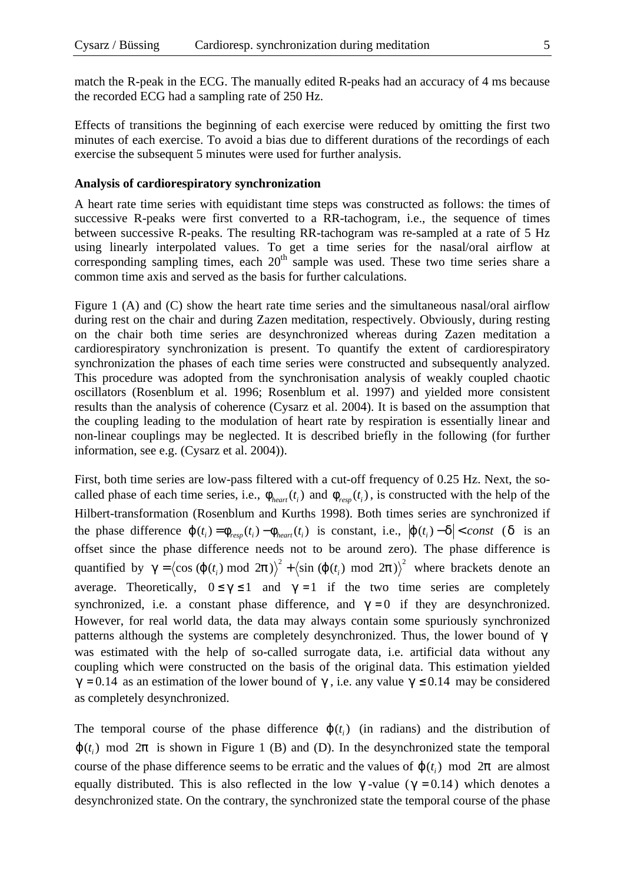match the R-peak in the ECG. The manually edited R-peaks had an accuracy of 4 ms because the recorded ECG had a sampling rate of 250 Hz.

Effects of transitions the beginning of each exercise were reduced by omitting the first two minutes of each exercise. To avoid a bias due to different durations of the recordings of each exercise the subsequent 5 minutes were used for further analysis.

**Analysis of cardiorespiratory synchronization**

A heart rate time series with equidistant time steps was constructed as follows: the times of successive R-peaks were first converted to a RR-tachogram, i.e., the sequence of times between successive R-peaks. The resulting RR-tachogram was re-sampled at a rate of 5 Hz using linearly interpolated values. To get a time series for the nasal/oral airflow at corresponding sampling times, each 20$^{th}$ sample was used. These two time series share a common time axis and served as the basis for further calculations.

Figure 1 (A) and (C) show the heart rate time series and the simultaneous nasal/oral airflow during rest on the chair and during Zazen meditation, respectively. Obviously, during resting on the chair both time series are desynchronized whereas during Zazen meditation a cardiorespiratory synchronization is present. To quantify the extent of cardiorespiratory synchronization the phases of each time series were constructed and subsequently analyzed. This procedure was adopted from the synchronisation analysis of weakly coupled chaotic oscillators (Rosenblum et al. 1996; Rosenblum et al. 1997) and yielded more consistent results than the analysis of coherence (Cysarz et al. 2004). It is based on the assumption that the coupling leading to the modulation of heart rate by respiration is essentially linear and non-linear couplings may be neglected. It is described briefly in the following (for further information, see e.g. (Cysarz et al. 2004)).

First, both time series are low-pass filtered with a cut-off frequency of 0.25 Hz. Next, the so-called phase of each time series, i.e., $\phi_{heart}(t_i)$ and $\phi_{resp}(t_i)$, is constructed with the help of the Hilbert-transformation (Rosenblum and Kurths 1998). Both times series are synchronized if the phase difference $\varphi(t_i) = \phi_{resp}(t_i) - \phi_{heart}(t_i)$ is constant, i.e., $\left|\varphi(t_i) - \delta\right| < const$ ($\delta$ is an offset since the phase difference needs not to be around zero). The phase difference is quantified by $\gamma = \langle \cos(\varphi(t_i) \bmod 2\pi)\rangle^2 + \langle \sin(\varphi(t_i) \bmod 2\pi)\rangle^2$ where brackets denote an average. Theoretically, $0 \le \gamma \le 1$ and $\gamma = 1$ if the two time series are completely synchronized, i.e. a constant phase difference, and $\gamma = 0$ if they are desynchronized. However, for real world data, the data may always contain some spuriously synchronized patterns although the systems are completely desynchronized. Thus, the lower bound of $\gamma$ was estimated with the help of so-called surrogate data, i.e. artificial data without any coupling which were constructed on the basis of the original data. This estimation yielded $\gamma = 0.14$ as an estimation of the lower bound of $\gamma$, i.e. any value $\gamma \le 0.14$ may be considered as completely desynchronized.

The temporal course of the phase difference $\varphi(t_i)$ (in radians) and the distribution of $\varphi(t_i) \bmod 2\pi$ is shown in Figure 1 (B) and (D). In the desynchronized state the temporal course of the phase difference seems to be erratic and the values of $\varphi(t_i) \bmod 2\pi$ are almost equally distributed. This is also reflected in the low $\gamma$-value ($\gamma = 0.14$) which denotes a desynchronized state. On the contrary, the synchronized state the temporal course of the phase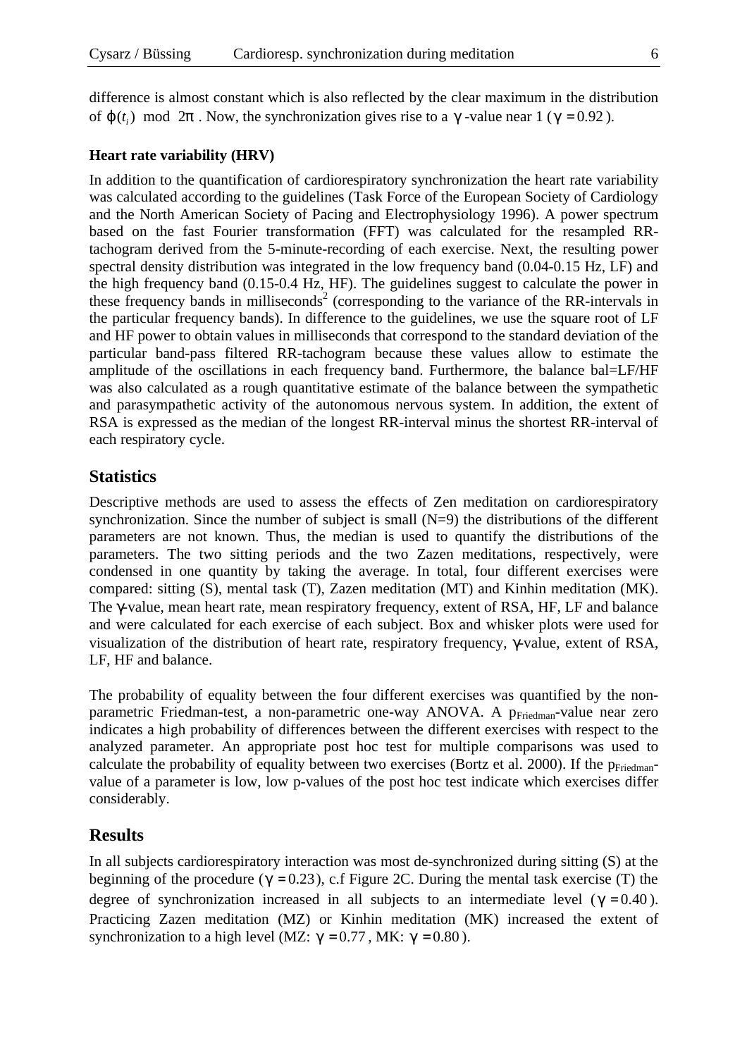difference is almost constant which is also reflected by the clear maximum in the distribution of $\varphi(t_i) \mod 2\pi$. Now, the synchronization gives rise to a $\gamma$-value near 1 ($\gamma = 0.92$).

**Heart rate variability (HRV)**

In addition to the quantification of cardiorespiratory synchronization the heart rate variability was calculated according to the guidelines (Task Force of the European Society of Cardiology and the North American Society of Pacing and Electrophysiology 1996). A power spectrum based on the fast Fourier transformation (FFT) was calculated for the resampled RR-tachogram derived from the 5-minute-recording of each exercise. Next, the resulting power spectral density distribution was integrated in the low frequency band (0.04-0.15 Hz, LF) and the high frequency band (0.15-0.4 Hz, HF). The guidelines suggest to calculate the power in these frequency bands in milliseconds$^2$ (corresponding to the variance of the RR-intervals in the particular frequency bands). In difference to the guidelines, we use the square root of LF and HF power to obtain values in milliseconds that correspond to the standard deviation of the particular band-pass filtered RR-tachogram because these values allow to estimate the amplitude of the oscillations in each frequency band. Furthermore, the balance bal=LF/HF was also calculated as a rough quantitative estimate of the balance between the sympathetic and parasympathetic activity of the autonomous nervous system. In addition, the extent of RSA is expressed as the median of the longest RR-interval minus the shortest RR-interval of each respiratory cycle.

## Statistics

Descriptive methods are used to assess the effects of Zen meditation on cardiorespiratory synchronization. Since the number of subject is small (N=9) the distributions of the different parameters are not known. Thus, the median is used to quantify the distributions of the parameters. The two sitting periods and the two Zazen meditations, respectively, were condensed in one quantity by taking the average. In total, four different exercises were compared: sitting (S), mental task (T), Zazen meditation (MT) and Kinhin meditation (MK). The $\gamma$-value, mean heart rate, mean respiratory frequency, extent of RSA, HF, LF and balance and were calculated for each exercise of each subject. Box and whisker plots were used for visualization of the distribution of heart rate, respiratory frequency, $\gamma$-value, extent of RSA, LF, HF and balance.

The probability of equality between the four different exercises was quantified by the non-parametric Friedman-test, a non-parametric one-way ANOVA. A $p_{Friedman}$-value near zero indicates a high probability of differences between the different exercises with respect to the analyzed parameter. An appropriate post hoc test for multiple comparisons was used to calculate the probability of equality between two exercises (Bortz et al. 2000). If the $p_{Friedman}$-value of a parameter is low, low p-values of the post hoc test indicate which exercises differ considerably.

## Results

In all subjects cardiorespiratory interaction was most de-synchronized during sitting (S) at the beginning of the procedure ($\gamma = 0.23$), c.f Figure 2C. During the mental task exercise (T) the degree of synchronization increased in all subjects to an intermediate level ($\gamma = 0.40$). Practicing Zazen meditation (MZ) or Kinhin meditation (MK) increased the extent of synchronization to a high level (MZ: $\gamma = 0.77$, MK: $\gamma = 0.80$).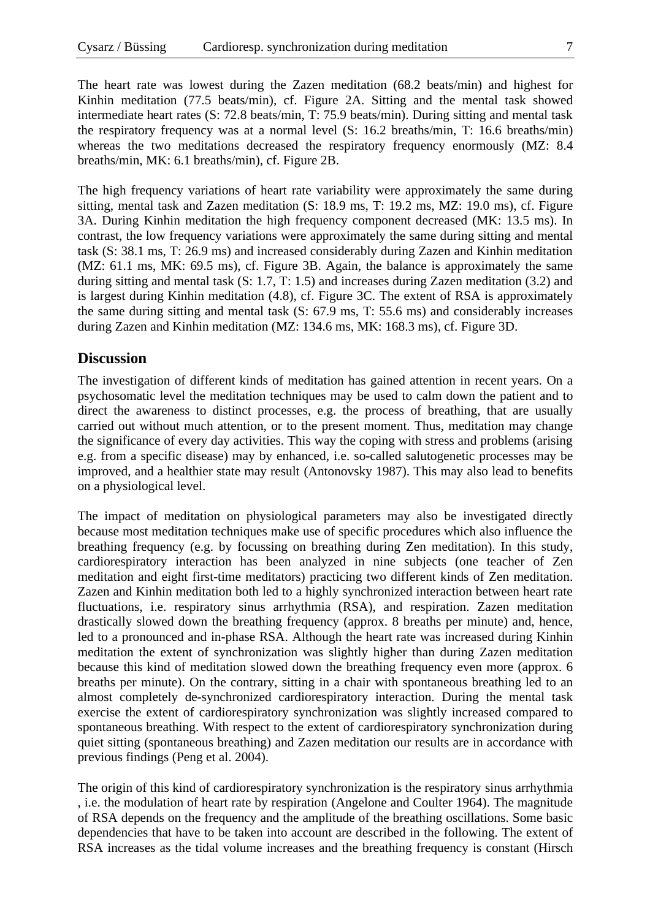The heart rate was lowest during the Zazen meditation (68.2 beats/min) and highest for Kinhin meditation (77.5 beats/min), cf. Figure 2A. Sitting and the mental task showed intermediate heart rates (S: 72.8 beats/min, T: 75.9 beats/min). During sitting and mental task the respiratory frequency was at a normal level (S: 16.2 breaths/min, T: 16.6 breaths/min) whereas the two meditations decreased the respiratory frequency enormously (MZ: 8.4 breaths/min, MK: 6.1 breaths/min), cf. Figure 2B.

The high frequency variations of heart rate variability were approximately the same during sitting, mental task and Zazen meditation (S: 18.9 ms, T: 19.2 ms, MZ: 19.0 ms), cf. Figure 3A. During Kinhin meditation the high frequency component decreased (MK: 13.5 ms). In contrast, the low frequency variations were approximately the same during sitting and mental task (S: 38.1 ms, T: 26.9 ms) and increased considerably during Zazen and Kinhin meditation (MZ: 61.1 ms, MK: 69.5 ms), cf. Figure 3B. Again, the balance is approximately the same during sitting and mental task (S: 1.7, T: 1.5) and increases during Zazen meditation (3.2) and is largest during Kinhin meditation (4.8), cf. Figure 3C. The extent of RSA is approximately the same during sitting and mental task (S: 67.9 ms, T: 55.6 ms) and considerably increases during Zazen and Kinhin meditation (MZ: 134.6 ms, MK: 168.3 ms), cf. Figure 3D.

## Discussion

The investigation of different kinds of meditation has gained attention in recent years. On a psychosomatic level the meditation techniques may be used to calm down the patient and to direct the awareness to distinct processes, e.g. the process of breathing, that are usually carried out without much attention, or to the present moment. Thus, meditation may change the significance of every day activities. This way the coping with stress and problems (arising e.g. from a specific disease) may by enhanced, i.e. so-called salutogenetic processes may be improved, and a healthier state may result (Antonovsky 1987). This may also lead to benefits on a physiological level.

The impact of meditation on physiological parameters may also be investigated directly because most meditation techniques make use of specific procedures which also influence the breathing frequency (e.g. by focussing on breathing during Zen meditation). In this study, cardiorespiratory interaction has been analyzed in nine subjects (one teacher of Zen meditation and eight first-time meditators) practicing two different kinds of Zen meditation. Zazen and Kinhin meditation both led to a highly synchronized interaction between heart rate fluctuations, i.e. respiratory sinus arrhythmia (RSA), and respiration. Zazen meditation drastically slowed down the breathing frequency (approx. 8 breaths per minute) and, hence, led to a pronounced and in-phase RSA. Although the heart rate was increased during Kinhin meditation the extent of synchronization was slightly higher than during Zazen meditation because this kind of meditation slowed down the breathing frequency even more (approx. 6 breaths per minute). On the contrary, sitting in a chair with spontaneous breathing led to an almost completely de-synchronized cardiorespiratory interaction. During the mental task exercise the extent of cardiorespiratory synchronization was slightly increased compared to spontaneous breathing. With respect to the extent of cardiorespiratory synchronization during quiet sitting (spontaneous breathing) and Zazen meditation our results are in accordance with previous findings (Peng et al. 2004).

The origin of this kind of cardiorespiratory synchronization is the respiratory sinus arrhythmia , i.e. the modulation of heart rate by respiration (Angelone and Coulter 1964). The magnitude of RSA depends on the frequency and the amplitude of the breathing oscillations. Some basic dependencies that have to be taken into account are described in the following. The extent of RSA increases as the tidal volume increases and the breathing frequency is constant (Hirsch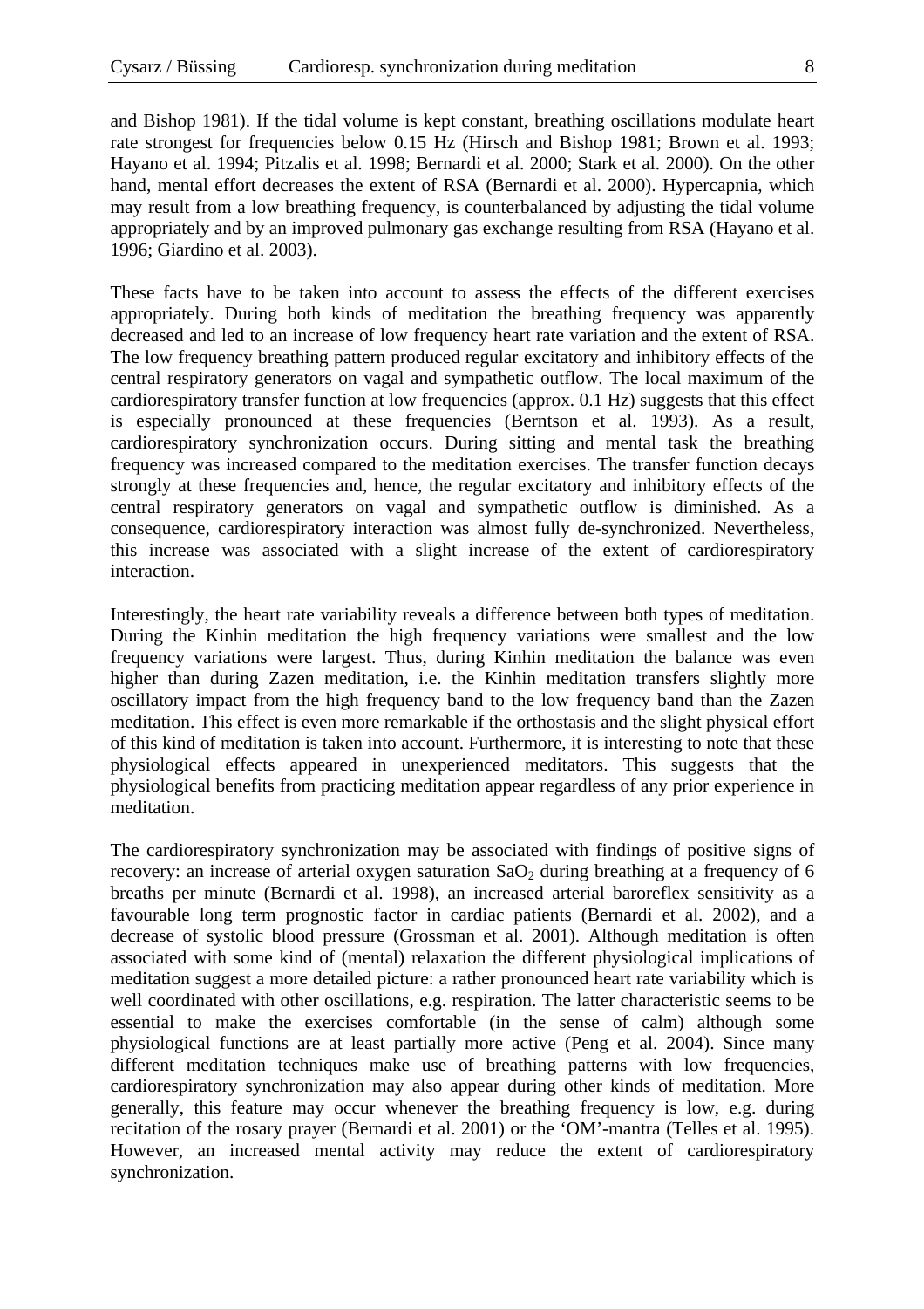and Bishop 1981). If the tidal volume is kept constant, breathing oscillations modulate heart rate strongest for frequencies below 0.15 Hz (Hirsch and Bishop 1981; Brown et al. 1993; Hayano et al. 1994; Pitzalis et al. 1998; Bernardi et al. 2000; Stark et al. 2000). On the other hand, mental effort decreases the extent of RSA (Bernardi et al. 2000). Hypercapnia, which may result from a low breathing frequency, is counterbalanced by adjusting the tidal volume appropriately and by an improved pulmonary gas exchange resulting from RSA (Hayano et al. 1996; Giardino et al. 2003).

These facts have to be taken into account to assess the effects of the different exercises appropriately. During both kinds of meditation the breathing frequency was apparently decreased and led to an increase of low frequency heart rate variation and the extent of RSA. The low frequency breathing pattern produced regular excitatory and inhibitory effects of the central respiratory generators on vagal and sympathetic outflow. The local maximum of the cardiorespiratory transfer function at low frequencies (approx. 0.1 Hz) suggests that this effect is especially pronounced at these frequencies (Berntson et al. 1993). As a result, cardiorespiratory synchronization occurs. During sitting and mental task the breathing frequency was increased compared to the meditation exercises. The transfer function decays strongly at these frequencies and, hence, the regular excitatory and inhibitory effects of the central respiratory generators on vagal and sympathetic outflow is diminished. As a consequence, cardiorespiratory interaction was almost fully de-synchronized. Nevertheless, this increase was associated with a slight increase of the extent of cardiorespiratory interaction.

Interestingly, the heart rate variability reveals a difference between both types of meditation. During the Kinhin meditation the high frequency variations were smallest and the low frequency variations were largest. Thus, during Kinhin meditation the balance was even higher than during Zazen meditation, i.e. the Kinhin meditation transfers slightly more oscillatory impact from the high frequency band to the low frequency band than the Zazen meditation. This effect is even more remarkable if the orthostasis and the slight physical effort of this kind of meditation is taken into account. Furthermore, it is interesting to note that these physiological effects appeared in unexperienced meditators. This suggests that the physiological benefits from practicing meditation appear regardless of any prior experience in meditation.

The cardiorespiratory synchronization may be associated with findings of positive signs of recovery: an increase of arterial oxygen saturation $SaO_2$ during breathing at a frequency of 6 breaths per minute (Bernardi et al. 1998), an increased arterial baroreflex sensitivity as a favourable long term prognostic factor in cardiac patients (Bernardi et al. 2002), and a decrease of systolic blood pressure (Grossman et al. 2001). Although meditation is often associated with some kind of (mental) relaxation the different physiological implications of meditation suggest a more detailed picture: a rather pronounced heart rate variability which is well coordinated with other oscillations, e.g. respiration. The latter characteristic seems to be essential to make the exercises comfortable (in the sense of calm) although some physiological functions are at least partially more active (Peng et al. 2004). Since many different meditation techniques make use of breathing patterns with low frequencies, cardiorespiratory synchronization may also appear during other kinds of meditation. More generally, this feature may occur whenever the breathing frequency is low, e.g. during recitation of the rosary prayer (Bernardi et al. 2001) or the 'OM'-mantra (Telles et al. 1995). However, an increased mental activity may reduce the extent of cardiorespiratory synchronization.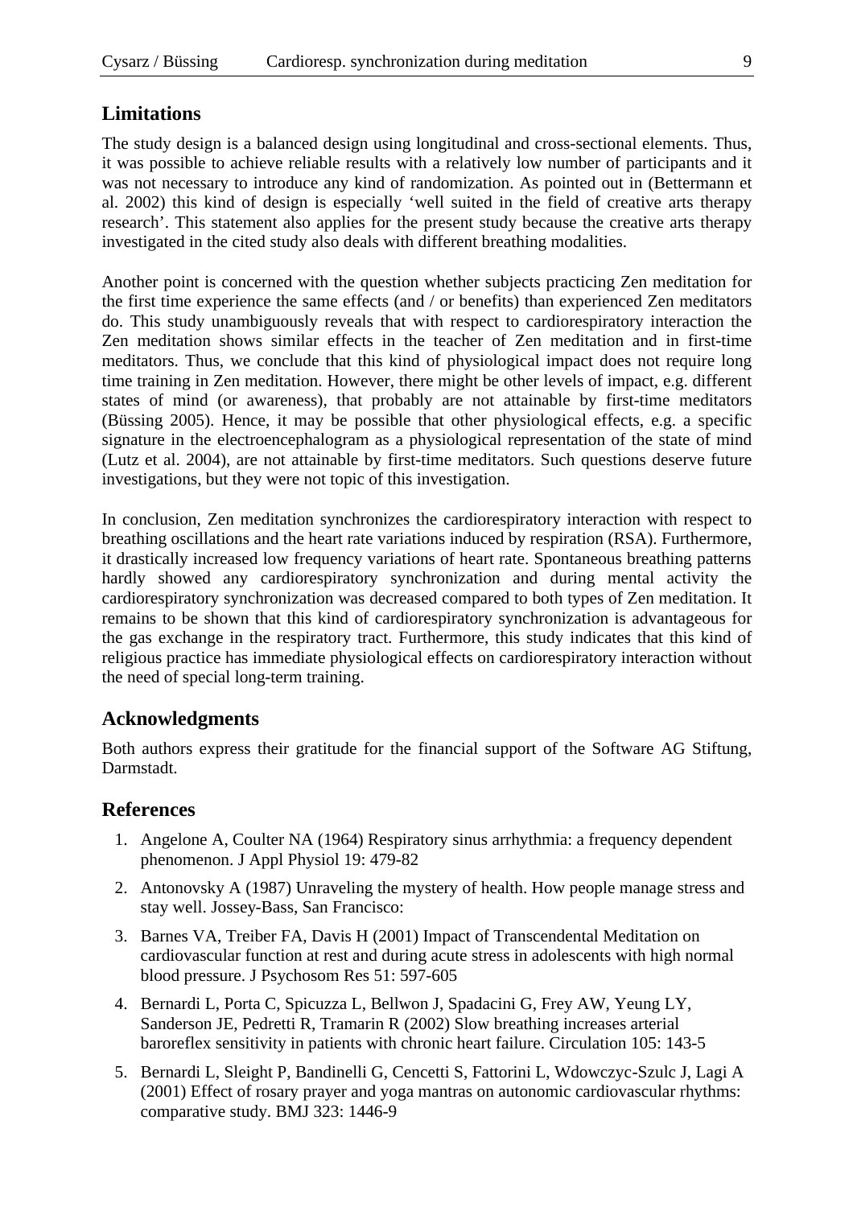## Limitations

The study design is a balanced design using longitudinal and cross-sectional elements. Thus, it was possible to achieve reliable results with a relatively low number of participants and it was not necessary to introduce any kind of randomization. As pointed out in (Bettermann et al. 2002) this kind of design is especially 'well suited in the field of creative arts therapy research'. This statement also applies for the present study because the creative arts therapy investigated in the cited study also deals with different breathing modalities.

Another point is concerned with the question whether subjects practicing Zen meditation for the first time experience the same effects (and / or benefits) than experienced Zen meditators do. This study unambiguously reveals that with respect to cardiorespiratory interaction the Zen meditation shows similar effects in the teacher of Zen meditation and in first-time meditators. Thus, we conclude that this kind of physiological impact does not require long time training in Zen meditation. However, there might be other levels of impact, e.g. different states of mind (or awareness), that probably are not attainable by first-time meditators (Büssing 2005). Hence, it may be possible that other physiological effects, e.g. a specific signature in the electroencephalogram as a physiological representation of the state of mind (Lutz et al. 2004), are not attainable by first-time meditators. Such questions deserve future investigations, but they were not topic of this investigation.

In conclusion, Zen meditation synchronizes the cardiorespiratory interaction with respect to breathing oscillations and the heart rate variations induced by respiration (RSA). Furthermore, it drastically increased low frequency variations of heart rate. Spontaneous breathing patterns hardly showed any cardiorespiratory synchronization and during mental activity the cardiorespiratory synchronization was decreased compared to both types of Zen meditation. It remains to be shown that this kind of cardiorespiratory synchronization is advantageous for the gas exchange in the respiratory tract. Furthermore, this study indicates that this kind of religious practice has immediate physiological effects on cardiorespiratory interaction without the need of special long-term training.

## Acknowledgments

Both authors express their gratitude for the financial support of the Software AG Stiftung, Darmstadt.

## References

1. Angelone A, Coulter NA (1964) Respiratory sinus arrhythmia: a frequency dependent phenomenon. J Appl Physiol 19: 479-82
2. Antonovsky A (1987) Unraveling the mystery of health. How people manage stress and stay well. Jossey-Bass, San Francisco:
3. Barnes VA, Treiber FA, Davis H (2001) Impact of Transcendental Meditation on cardiovascular function at rest and during acute stress in adolescents with high normal blood pressure. J Psychosom Res 51: 597-605
4. Bernardi L, Porta C, Spicuzza L, Bellwon J, Spadacini G, Frey AW, Yeung LY, Sanderson JE, Pedretti R, Tramarin R (2002) Slow breathing increases arterial baroreflex sensitivity in patients with chronic heart failure. Circulation 105: 143-5
5. Bernardi L, Sleight P, Bandinelli G, Cencetti S, Fattorini L, Wdowczyc-Szulc J, Lagi A (2001) Effect of rosary prayer and yoga mantras on autonomic cardiovascular rhythms: comparative study. BMJ 323: 1446-9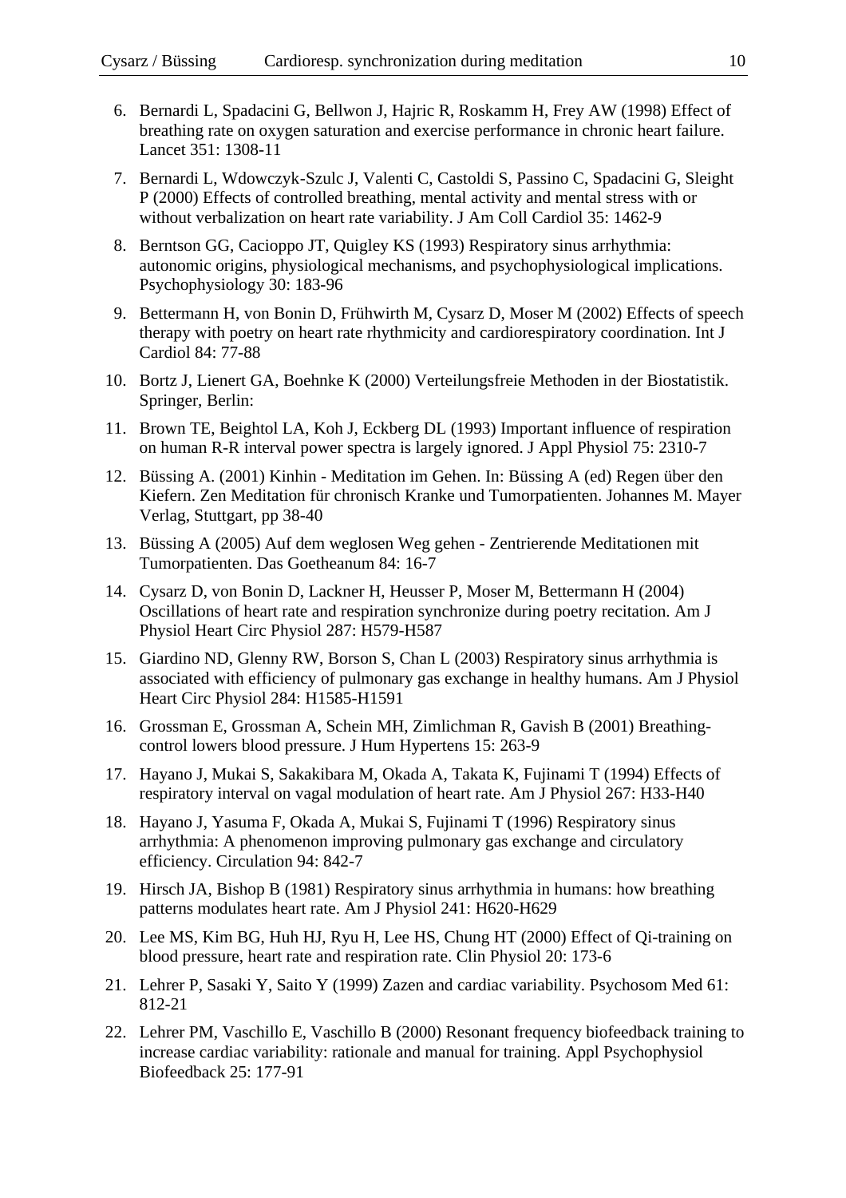6. Bernardi L, Spadacini G, Bellwon J, Hajric R, Roskamm H, Frey AW (1998) Effect of breathing rate on oxygen saturation and exercise performance in chronic heart failure. Lancet 351: 1308-11
7. Bernardi L, Wdowczyk-Szulc J, Valenti C, Castoldi S, Passino C, Spadacini G, Sleight P (2000) Effects of controlled breathing, mental activity and mental stress with or without verbalization on heart rate variability. J Am Coll Cardiol 35: 1462-9
8. Berntson GG, Cacioppo JT, Quigley KS (1993) Respiratory sinus arrhythmia: autonomic origins, physiological mechanisms, and psychophysiological implications. Psychophysiology 30: 183-96
9. Bettermann H, von Bonin D, Frühwirth M, Cysarz D, Moser M (2002) Effects of speech therapy with poetry on heart rate rhythmicity and cardiorespiratory coordination. Int J Cardiol 84: 77-88
10. Bortz J, Lienert GA, Boehnke K (2000) Verteilungsfreie Methoden in der Biostatistik. Springer, Berlin:
11. Brown TE, Beightol LA, Koh J, Eckberg DL (1993) Important influence of respiration on human R-R interval power spectra is largely ignored. J Appl Physiol 75: 2310-7
12. Büssing A. (2001) Kinhin - Meditation im Gehen. In: Büssing A (ed) Regen über den Kiefern. Zen Meditation für chronisch Kranke und Tumorpatienten. Johannes M. Mayer Verlag, Stuttgart, pp 38-40
13. Büssing A (2005) Auf dem weglosen Weg gehen - Zentrierende Meditationen mit Tumorpatienten. Das Goetheanum 84: 16-7
14. Cysarz D, von Bonin D, Lackner H, Heusser P, Moser M, Bettermann H (2004) Oscillations of heart rate and respiration synchronize during poetry recitation. Am J Physiol Heart Circ Physiol 287: H579-H587
15. Giardino ND, Glenny RW, Borson S, Chan L (2003) Respiratory sinus arrhythmia is associated with efficiency of pulmonary gas exchange in healthy humans. Am J Physiol Heart Circ Physiol 284: H1585-H1591
16. Grossman E, Grossman A, Schein MH, Zimlichman R, Gavish B (2001) Breathing-control lowers blood pressure. J Hum Hypertens 15: 263-9
17. Hayano J, Mukai S, Sakakibara M, Okada A, Takata K, Fujinami T (1994) Effects of respiratory interval on vagal modulation of heart rate. Am J Physiol 267: H33-H40
18. Hayano J, Yasuma F, Okada A, Mukai S, Fujinami T (1996) Respiratory sinus arrhythmia: A phenomenon improving pulmonary gas exchange and circulatory efficiency. Circulation 94: 842-7
19. Hirsch JA, Bishop B (1981) Respiratory sinus arrhythmia in humans: how breathing patterns modulates heart rate. Am J Physiol 241: H620-H629
20. Lee MS, Kim BG, Huh HJ, Ryu H, Lee HS, Chung HT (2000) Effect of Qi-training on blood pressure, heart rate and respiration rate. Clin Physiol 20: 173-6
21. Lehrer P, Sasaki Y, Saito Y (1999) Zazen and cardiac variability. Psychosom Med 61: 812-21
22. Lehrer PM, Vaschillo E, Vaschillo B (2000) Resonant frequency biofeedback training to increase cardiac variability: rationale and manual for training. Appl Psychophysiol Biofeedback 25: 177-91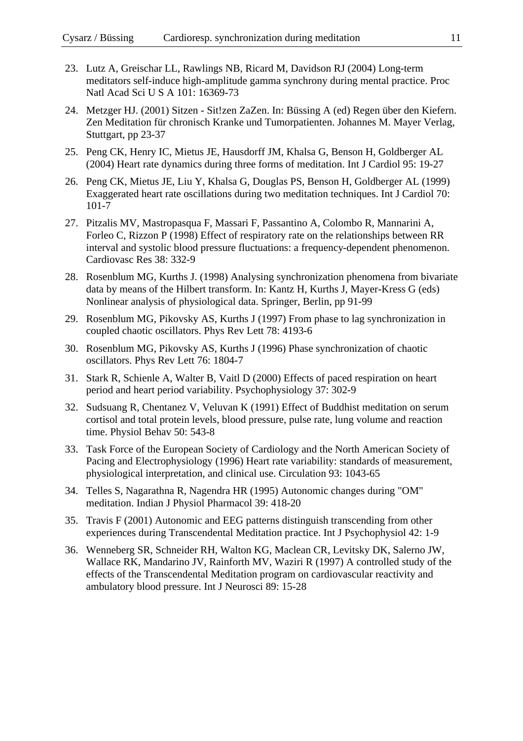23. Lutz A, Greischar LL, Rawlings NB, Ricard M, Davidson RJ (2004) Long-term meditators self-induce high-amplitude gamma synchrony during mental practice. Proc Natl Acad Sci U S A 101: 16369-73
24. Metzger HJ. (2001) Sitzen - Sit!zen ZaZen. In: Büssing A (ed) Regen über den Kiefern. Zen Meditation für chronisch Kranke und Tumorpatienten. Johannes M. Mayer Verlag, Stuttgart, pp 23-37
25. Peng CK, Henry IC, Mietus JE, Hausdorff JM, Khalsa G, Benson H, Goldberger AL (2004) Heart rate dynamics during three forms of meditation. Int J Cardiol 95: 19-27
26. Peng CK, Mietus JE, Liu Y, Khalsa G, Douglas PS, Benson H, Goldberger AL (1999) Exaggerated heart rate oscillations during two meditation techniques. Int J Cardiol 70: 101-7
27. Pitzalis MV, Mastropasqua F, Massari F, Passantino A, Colombo R, Mannarini A, Forleo C, Rizzon P (1998) Effect of respiratory rate on the relationships between RR interval and systolic blood pressure fluctuations: a frequency-dependent phenomenon. Cardiovasc Res 38: 332-9
28. Rosenblum MG, Kurths J. (1998) Analysing synchronization phenomena from bivariate data by means of the Hilbert transform. In: Kantz H, Kurths J, Mayer-Kress G (eds) Nonlinear analysis of physiological data. Springer, Berlin, pp 91-99
29. Rosenblum MG, Pikovsky AS, Kurths J (1997) From phase to lag synchronization in coupled chaotic oscillators. Phys Rev Lett 78: 4193-6
30. Rosenblum MG, Pikovsky AS, Kurths J (1996) Phase synchronization of chaotic oscillators. Phys Rev Lett 76: 1804-7
31. Stark R, Schienle A, Walter B, Vaitl D (2000) Effects of paced respiration on heart period and heart period variability. Psychophysiology 37: 302-9
32. Sudsuang R, Chentanez V, Veluvan K (1991) Effect of Buddhist meditation on serum cortisol and total protein levels, blood pressure, pulse rate, lung volume and reaction time. Physiol Behav 50: 543-8
33. Task Force of the European Society of Cardiology and the North American Society of Pacing and Electrophysiology (1996) Heart rate variability: standards of measurement, physiological interpretation, and clinical use. Circulation 93: 1043-65
34. Telles S, Nagarathna R, Nagendra HR (1995) Autonomic changes during "OM" meditation. Indian J Physiol Pharmacol 39: 418-20
35. Travis F (2001) Autonomic and EEG patterns distinguish transcending from other experiences during Transcendental Meditation practice. Int J Psychophysiol 42: 1-9
36. Wenneberg SR, Schneider RH, Walton KG, Maclean CR, Levitsky DK, Salerno JW, Wallace RK, Mandarino JV, Rainforth MV, Waziri R (1997) A controlled study of the effects of the Transcendental Meditation program on cardiovascular reactivity and ambulatory blood pressure. Int J Neurosci 89: 15-28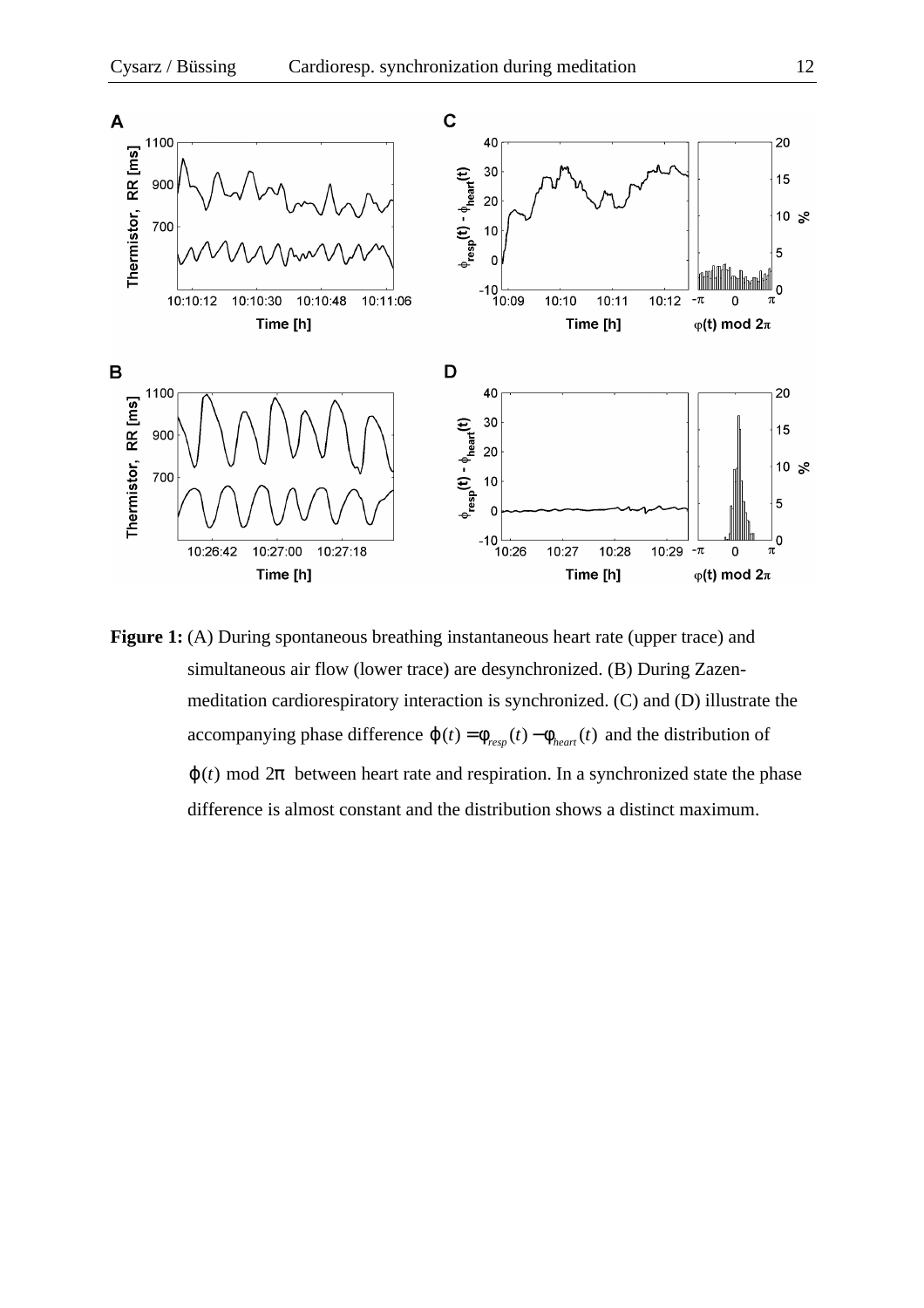**Figure 1:** (A) During spontaneous breathing instantaneous heart rate (upper trace) and simultaneous air flow (lower trace) are desynchronized. (B) During Zazen-meditation cardiorespiratory interaction is synchronized. (C) and (D) illustrate the accompanying phase difference $\varphi(t) = \phi_{resp}(t) - \phi_{heart}(t)$ and the distribution of $\varphi(t) \bmod 2\pi$ between heart rate and respiration. In a synchronized state the phase difference is almost constant and the distribution shows a distinct maximum.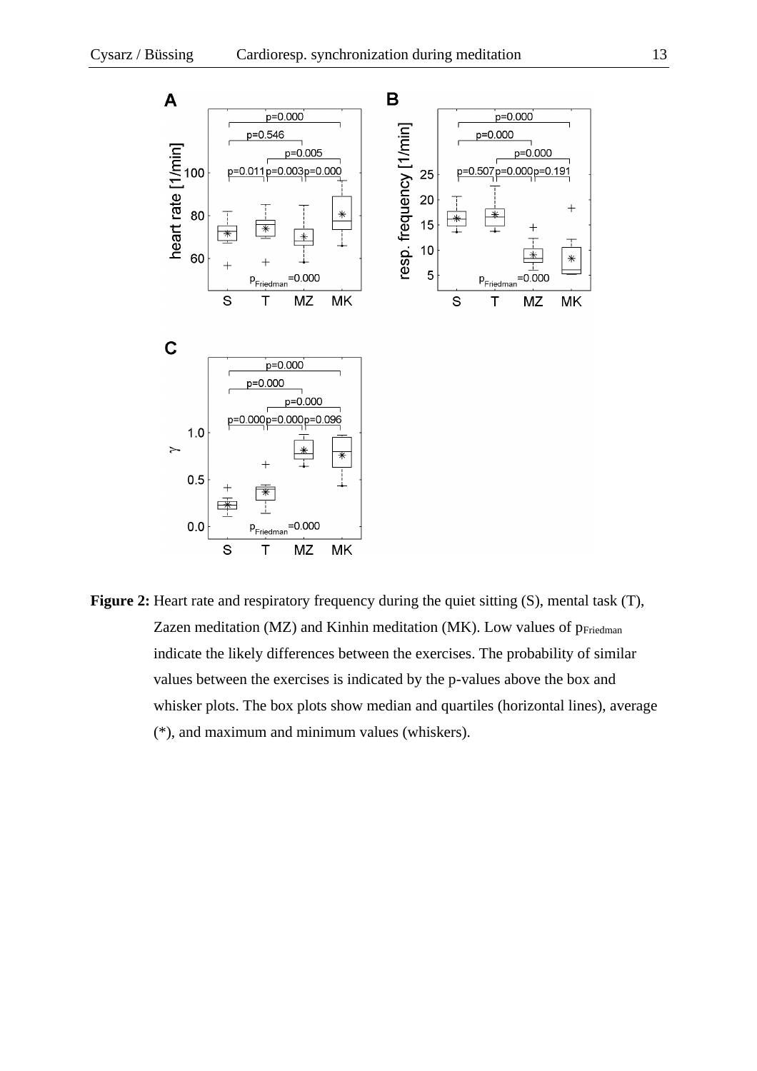**Figure 2:** Heart rate and respiratory frequency during the quiet sitting (S), mental task (T), Zazen meditation (MZ) and Kinhin meditation (MK). Low values of $p_{Friedman}$ indicate the likely differences between the exercises. The probability of similar values between the exercises is indicated by the p-values above the box and whisker plots. The box plots show median and quartiles (horizontal lines), average (*), and maximum and minimum values (whiskers).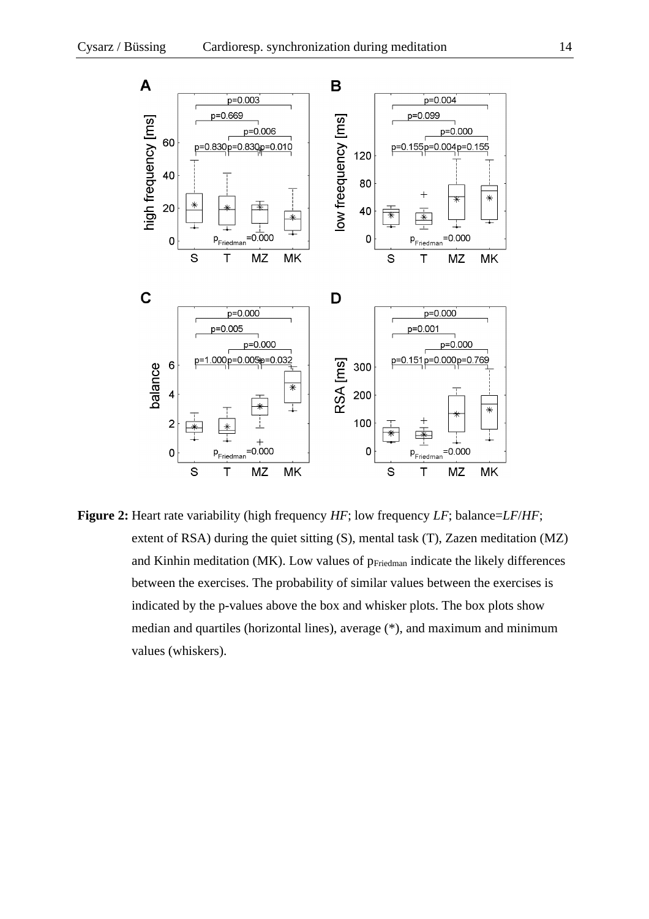**Figure 2:** Heart rate variability (high frequency *HF*; low frequency *LF*; balance=*LF*/*HF*; extent of RSA) during the quiet sitting (S), mental task (T), Zazen meditation (MZ) and Kinhin meditation (MK). Low values of $p_{Friedman}$ indicate the likely differences between the exercises. The probability of similar values between the exercises is indicated by the p-values above the box and whisker plots. The box plots show median and quartiles (horizontal lines), average (*), and maximum and minimum values (whiskers).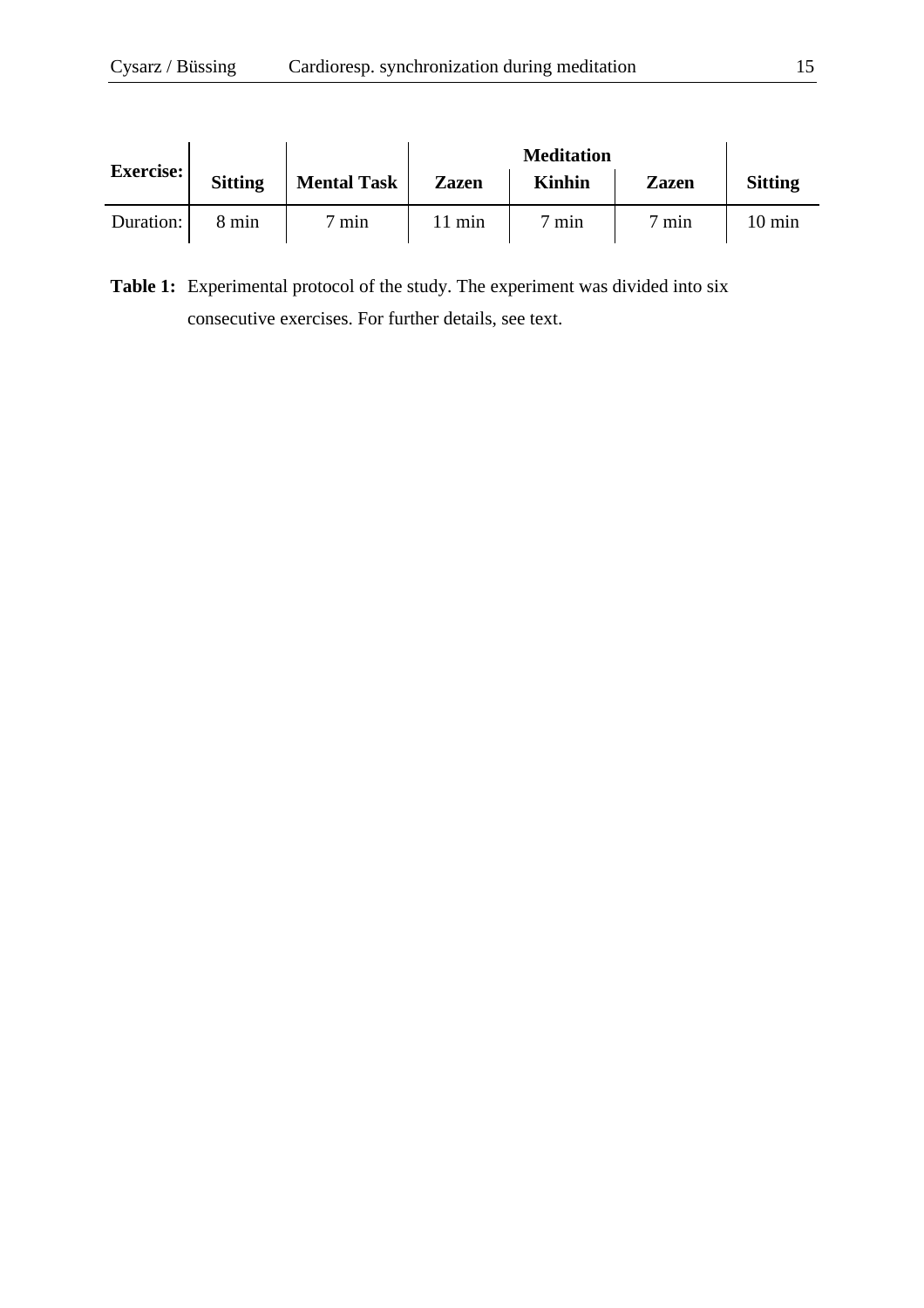| Exercise: | Sitting | Mental Task | Meditation | | | Sitting |
|---|---|---|---|---|---|---|
| | | | **Zazen** | **Kinhin** | **Zazen** | |
| Duration: | 8 min | 7 min | 11 min | 7 min | 7 min | 10 min |

**Table 1:** Experimental protocol of the study. The experiment was divided into six consecutive exercises. For further details, see text.